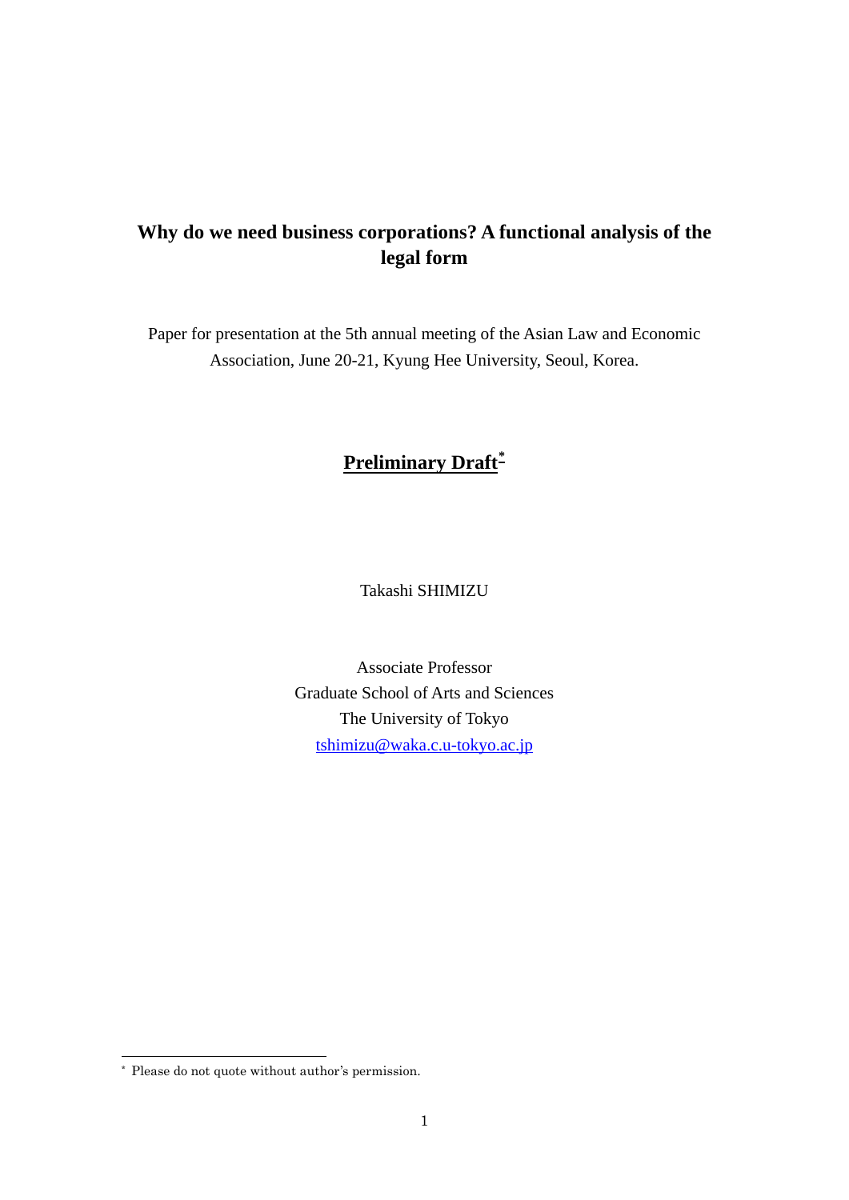# Why do we need business corporations? A functional analysis of the legal form

Paper for presentation at the 5th annual meeting of the Asian Law and Economic Association, June 20-21, Kyung Hee University, Seoul, Korea.

**<u>Preliminary Draft</u>**[*]

Takashi SHIMIZU

Associate Professor
Graduate School of Arts and Sciences
The University of Tokyo
tshimizu@waka.c.u-tokyo.ac.jp

---

[*] Please do not quote without author's permission.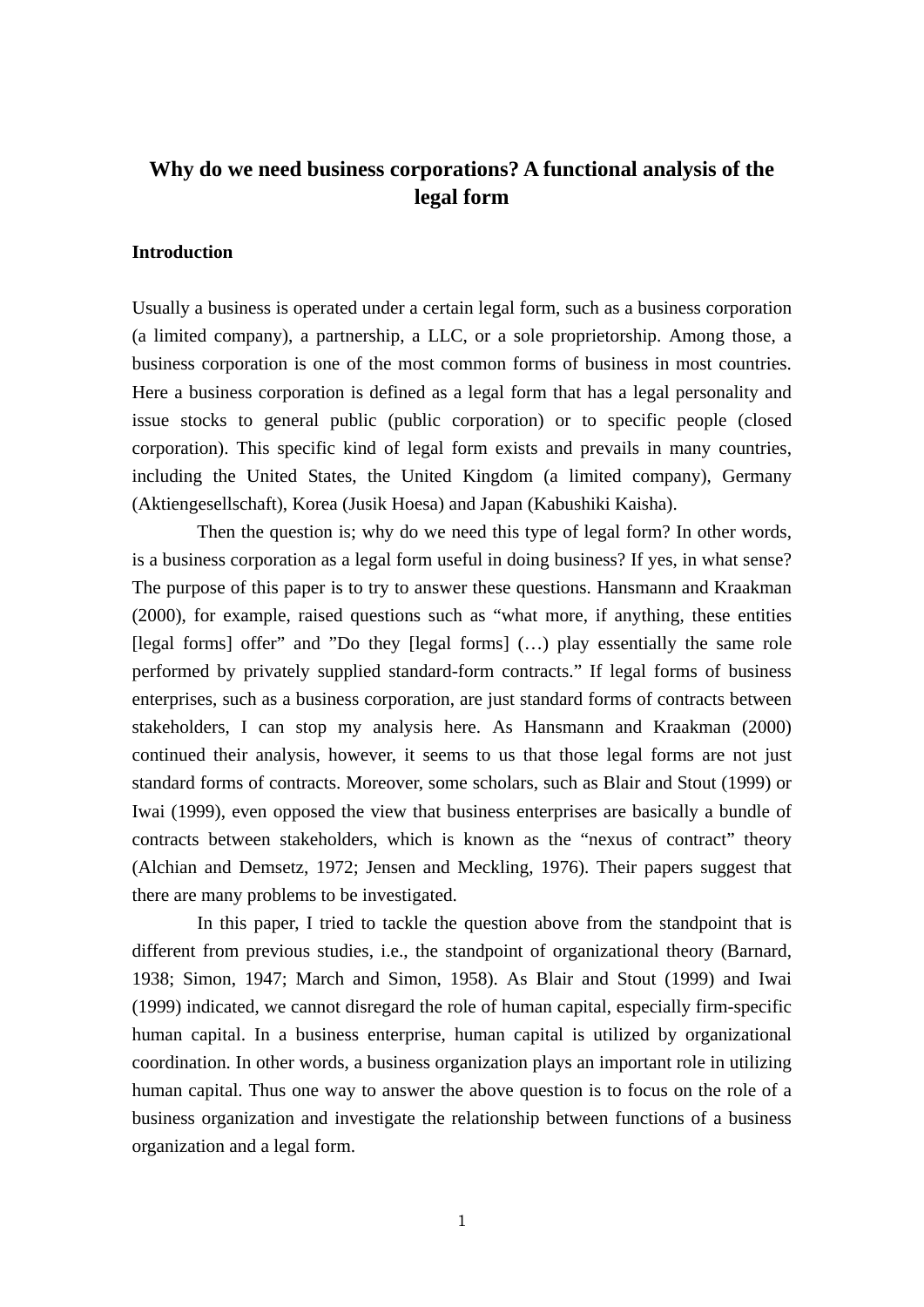# Why do we need business corporations? A functional analysis of the legal form

## Introduction

Usually a business is operated under a certain legal form, such as a business corporation (a limited company), a partnership, a LLC, or a sole proprietorship. Among those, a business corporation is one of the most common forms of business in most countries. Here a business corporation is defined as a legal form that has a legal personality and issue stocks to general public (public corporation) or to specific people (closed corporation). This specific kind of legal form exists and prevails in many countries, including the United States, the United Kingdom (a limited company), Germany (Aktiengesellschaft), Korea (Jusik Hoesa) and Japan (Kabushiki Kaisha).

Then the question is; why do we need this type of legal form? In other words, is a business corporation as a legal form useful in doing business? If yes, in what sense? The purpose of this paper is to try to answer these questions. Hansmann and Kraakman (2000), for example, raised questions such as "what more, if anything, these entities [legal forms] offer" and "Do they [legal forms] (…) play essentially the same role performed by privately supplied standard-form contracts." If legal forms of business enterprises, such as a business corporation, are just standard forms of contracts between stakeholders, I can stop my analysis here. As Hansmann and Kraakman (2000) continued their analysis, however, it seems to us that those legal forms are not just standard forms of contracts. Moreover, some scholars, such as Blair and Stout (1999) or Iwai (1999), even opposed the view that business enterprises are basically a bundle of contracts between stakeholders, which is known as the "nexus of contract" theory (Alchian and Demsetz, 1972; Jensen and Meckling, 1976). Their papers suggest that there are many problems to be investigated.

In this paper, I tried to tackle the question above from the standpoint that is different from previous studies, i.e., the standpoint of organizational theory (Barnard, 1938; Simon, 1947; March and Simon, 1958). As Blair and Stout (1999) and Iwai (1999) indicated, we cannot disregard the role of human capital, especially firm-specific human capital. In a business enterprise, human capital is utilized by organizational coordination. In other words, a business organization plays an important role in utilizing human capital. Thus one way to answer the above question is to focus on the role of a business organization and investigate the relationship between functions of a business organization and a legal form.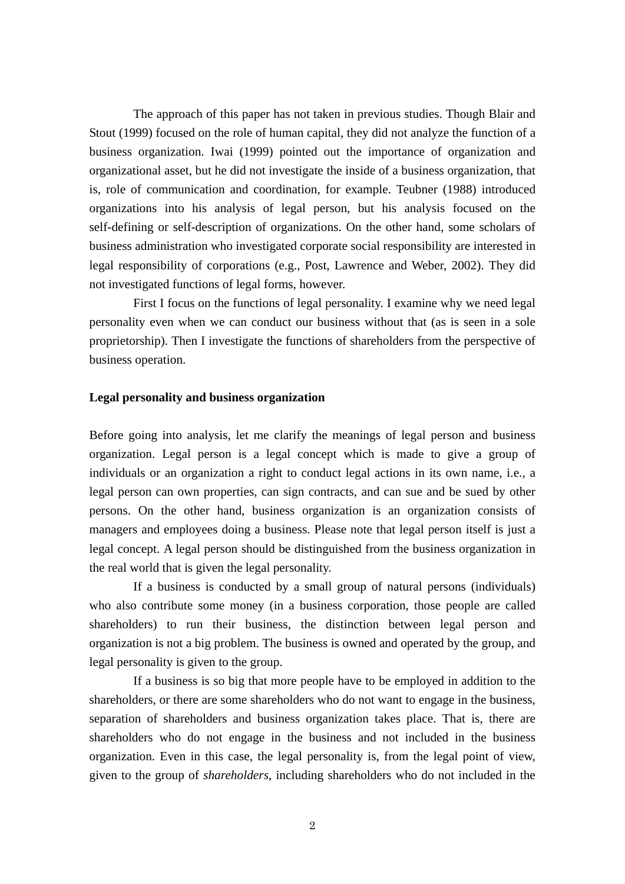The approach of this paper has not taken in previous studies. Though Blair and Stout (1999) focused on the role of human capital, they did not analyze the function of a business organization. Iwai (1999) pointed out the importance of organization and organizational asset, but he did not investigate the inside of a business organization, that is, role of communication and coordination, for example. Teubner (1988) introduced organizations into his analysis of legal person, but his analysis focused on the self-defining or self-description of organizations. On the other hand, some scholars of business administration who investigated corporate social responsibility are interested in legal responsibility of corporations (e.g., Post, Lawrence and Weber, 2002). They did not investigated functions of legal forms, however.

First I focus on the functions of legal personality. I examine why we need legal personality even when we can conduct our business without that (as is seen in a sole proprietorship). Then I investigate the functions of shareholders from the perspective of business operation.

**Legal personality and business organization**

Before going into analysis, let me clarify the meanings of legal person and business organization. Legal person is a legal concept which is made to give a group of individuals or an organization a right to conduct legal actions in its own name, i.e., a legal person can own properties, can sign contracts, and can sue and be sued by other persons. On the other hand, business organization is an organization consists of managers and employees doing a business. Please note that legal person itself is just a legal concept. A legal person should be distinguished from the business organization in the real world that is given the legal personality.

If a business is conducted by a small group of natural persons (individuals) who also contribute some money (in a business corporation, those people are called shareholders) to run their business, the distinction between legal person and organization is not a big problem. The business is owned and operated by the group, and legal personality is given to the group.

If a business is so big that more people have to be employed in addition to the shareholders, or there are some shareholders who do not want to engage in the business, separation of shareholders and business organization takes place. That is, there are shareholders who do not engage in the business and not included in the business organization. Even in this case, the legal personality is, from the legal point of view, given to the group of *shareholders*, including shareholders who do not included in the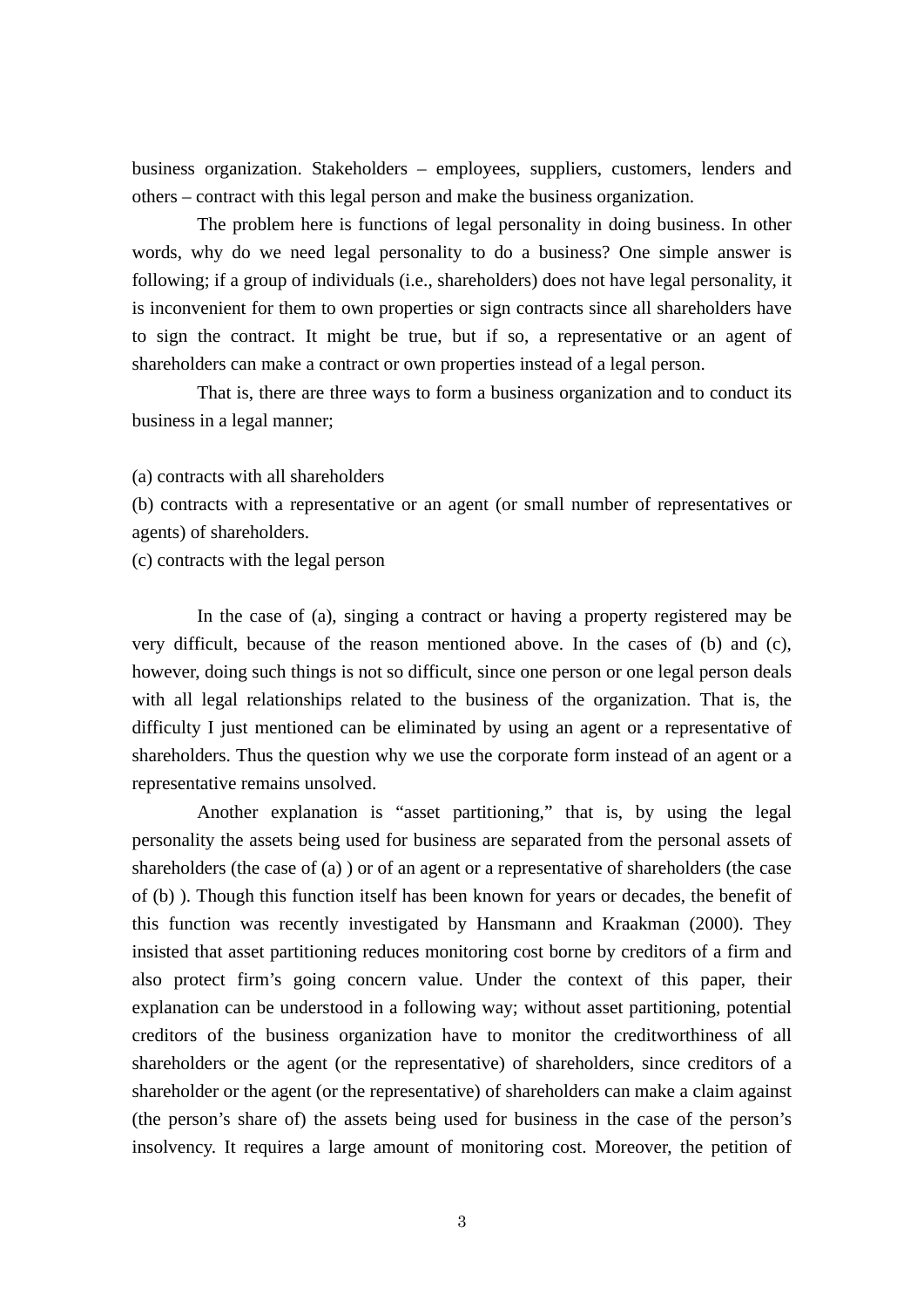business organization. Stakeholders – employees, suppliers, customers, lenders and others – contract with this legal person and make the business organization.

The problem here is functions of legal personality in doing business. In other words, why do we need legal personality to do a business? One simple answer is following; if a group of individuals (i.e., shareholders) does not have legal personality, it is inconvenient for them to own properties or sign contracts since all shareholders have to sign the contract. It might be true, but if so, a representative or an agent of shareholders can make a contract or own properties instead of a legal person.

That is, there are three ways to form a business organization and to conduct its business in a legal manner;

(a) contracts with all shareholders
(b) contracts with a representative or an agent (or small number of representatives or agents) of shareholders.
(c) contracts with the legal person

In the case of (a), singing a contract or having a property registered may be very difficult, because of the reason mentioned above. In the cases of (b) and (c), however, doing such things is not so difficult, since one person or one legal person deals with all legal relationships related to the business of the organization. That is, the difficulty I just mentioned can be eliminated by using an agent or a representative of shareholders. Thus the question why we use the corporate form instead of an agent or a representative remains unsolved.

Another explanation is "asset partitioning," that is, by using the legal personality the assets being used for business are separated from the personal assets of shareholders (the case of (a) ) or of an agent or a representative of shareholders (the case of (b) ). Though this function itself has been known for years or decades, the benefit of this function was recently investigated by Hansmann and Kraakman (2000). They insisted that asset partitioning reduces monitoring cost borne by creditors of a firm and also protect firm's going concern value. Under the context of this paper, their explanation can be understood in a following way; without asset partitioning, potential creditors of the business organization have to monitor the creditworthiness of all shareholders or the agent (or the representative) of shareholders, since creditors of a shareholder or the agent (or the representative) of shareholders can make a claim against (the person's share of) the assets being used for business in the case of the person's insolvency. It requires a large amount of monitoring cost. Moreover, the petition of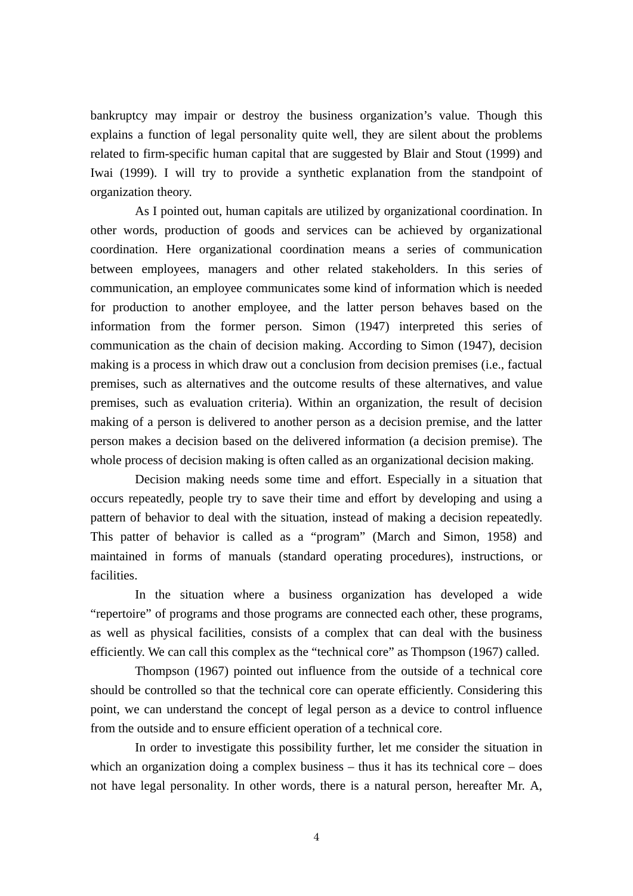bankruptcy may impair or destroy the business organization's value. Though this explains a function of legal personality quite well, they are silent about the problems related to firm-specific human capital that are suggested by Blair and Stout (1999) and Iwai (1999). I will try to provide a synthetic explanation from the standpoint of organization theory.

As I pointed out, human capitals are utilized by organizational coordination. In other words, production of goods and services can be achieved by organizational coordination. Here organizational coordination means a series of communication between employees, managers and other related stakeholders. In this series of communication, an employee communicates some kind of information which is needed for production to another employee, and the latter person behaves based on the information from the former person. Simon (1947) interpreted this series of communication as the chain of decision making. According to Simon (1947), decision making is a process in which draw out a conclusion from decision premises (i.e., factual premises, such as alternatives and the outcome results of these alternatives, and value premises, such as evaluation criteria). Within an organization, the result of decision making of a person is delivered to another person as a decision premise, and the latter person makes a decision based on the delivered information (a decision premise). The whole process of decision making is often called as an organizational decision making.

Decision making needs some time and effort. Especially in a situation that occurs repeatedly, people try to save their time and effort by developing and using a pattern of behavior to deal with the situation, instead of making a decision repeatedly. This patter of behavior is called as a "program" (March and Simon, 1958) and maintained in forms of manuals (standard operating procedures), instructions, or facilities.

In the situation where a business organization has developed a wide "repertoire" of programs and those programs are connected each other, these programs, as well as physical facilities, consists of a complex that can deal with the business efficiently. We can call this complex as the "technical core" as Thompson (1967) called.

Thompson (1967) pointed out influence from the outside of a technical core should be controlled so that the technical core can operate efficiently. Considering this point, we can understand the concept of legal person as a device to control influence from the outside and to ensure efficient operation of a technical core.

In order to investigate this possibility further, let me consider the situation in which an organization doing a complex business – thus it has its technical core – does not have legal personality. In other words, there is a natural person, hereafter Mr. A,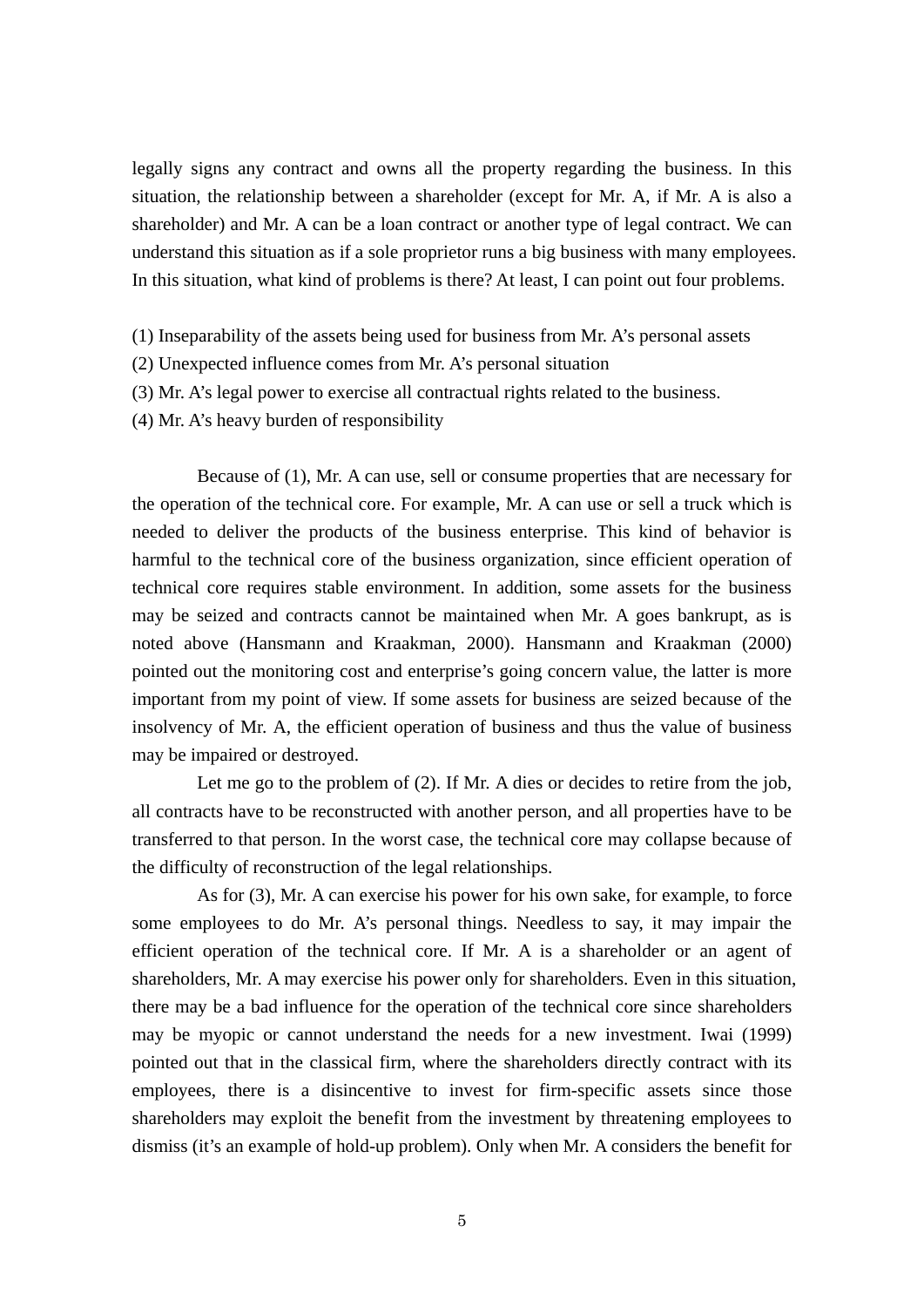legally signs any contract and owns all the property regarding the business. In this situation, the relationship between a shareholder (except for Mr. A, if Mr. A is also a shareholder) and Mr. A can be a loan contract or another type of legal contract. We can understand this situation as if a sole proprietor runs a big business with many employees. In this situation, what kind of problems is there? At least, I can point out four problems.

(1) Inseparability of the assets being used for business from Mr. A's personal assets
(2) Unexpected influence comes from Mr. A's personal situation
(3) Mr. A's legal power to exercise all contractual rights related to the business.
(4) Mr. A's heavy burden of responsibility

Because of (1), Mr. A can use, sell or consume properties that are necessary for the operation of the technical core. For example, Mr. A can use or sell a truck which is needed to deliver the products of the business enterprise. This kind of behavior is harmful to the technical core of the business organization, since efficient operation of technical core requires stable environment. In addition, some assets for the business may be seized and contracts cannot be maintained when Mr. A goes bankrupt, as is noted above (Hansmann and Kraakman, 2000). Hansmann and Kraakman (2000) pointed out the monitoring cost and enterprise's going concern value, the latter is more important from my point of view. If some assets for business are seized because of the insolvency of Mr. A, the efficient operation of business and thus the value of business may be impaired or destroyed.

Let me go to the problem of (2). If Mr. A dies or decides to retire from the job, all contracts have to be reconstructed with another person, and all properties have to be transferred to that person. In the worst case, the technical core may collapse because of the difficulty of reconstruction of the legal relationships.

As for (3), Mr. A can exercise his power for his own sake, for example, to force some employees to do Mr. A's personal things. Needless to say, it may impair the efficient operation of the technical core. If Mr. A is a shareholder or an agent of shareholders, Mr. A may exercise his power only for shareholders. Even in this situation, there may be a bad influence for the operation of the technical core since shareholders may be myopic or cannot understand the needs for a new investment. Iwai (1999) pointed out that in the classical firm, where the shareholders directly contract with its employees, there is a disincentive to invest for firm-specific assets since those shareholders may exploit the benefit from the investment by threatening employees to dismiss (it's an example of hold-up problem). Only when Mr. A considers the benefit for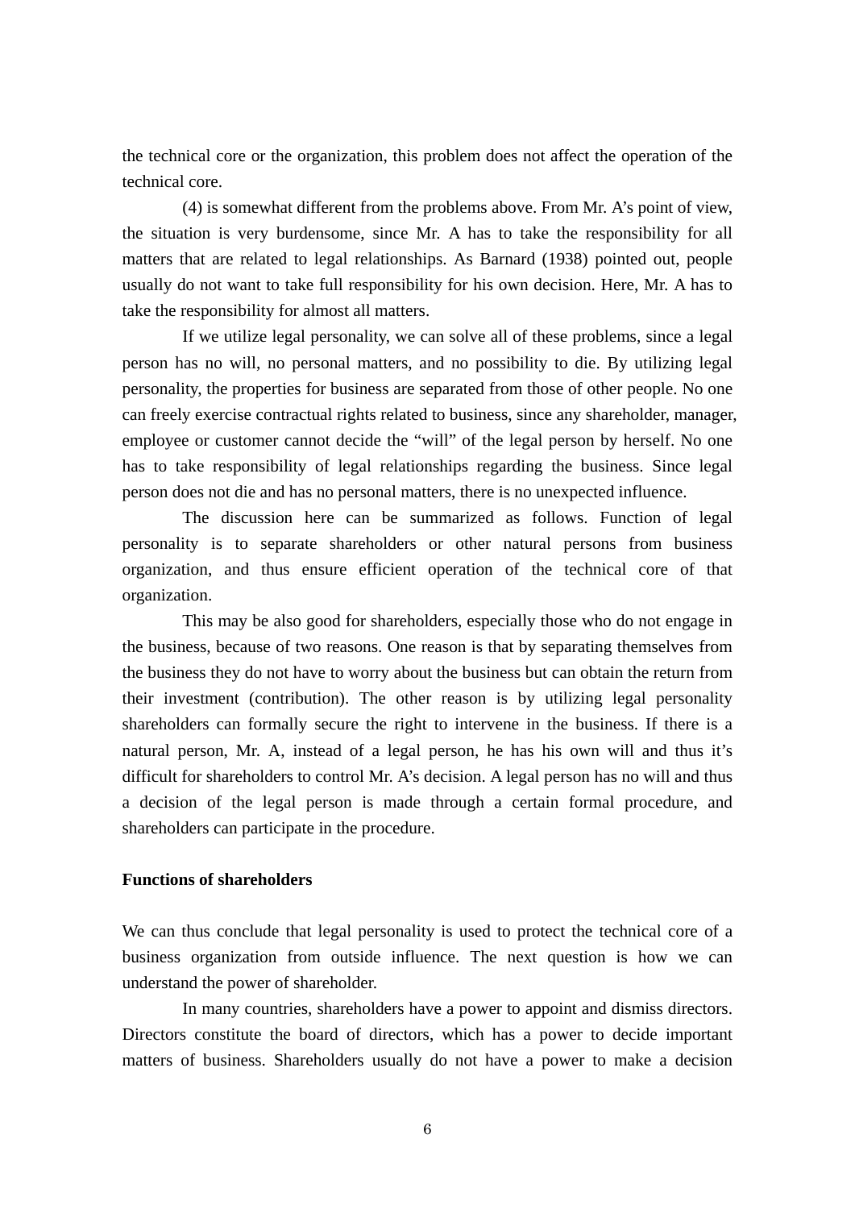the technical core or the organization, this problem does not affect the operation of the technical core.

(4) is somewhat different from the problems above. From Mr. A's point of view, the situation is very burdensome, since Mr. A has to take the responsibility for all matters that are related to legal relationships. As Barnard (1938) pointed out, people usually do not want to take full responsibility for his own decision. Here, Mr. A has to take the responsibility for almost all matters.

If we utilize legal personality, we can solve all of these problems, since a legal person has no will, no personal matters, and no possibility to die. By utilizing legal personality, the properties for business are separated from those of other people. No one can freely exercise contractual rights related to business, since any shareholder, manager, employee or customer cannot decide the "will" of the legal person by herself. No one has to take responsibility of legal relationships regarding the business. Since legal person does not die and has no personal matters, there is no unexpected influence.

The discussion here can be summarized as follows. Function of legal personality is to separate shareholders or other natural persons from business organization, and thus ensure efficient operation of the technical core of that organization.

This may be also good for shareholders, especially those who do not engage in the business, because of two reasons. One reason is that by separating themselves from the business they do not have to worry about the business but can obtain the return from their investment (contribution). The other reason is by utilizing legal personality shareholders can formally secure the right to intervene in the business. If there is a natural person, Mr. A, instead of a legal person, he has his own will and thus it's difficult for shareholders to control Mr. A's decision. A legal person has no will and thus a decision of the legal person is made through a certain formal procedure, and shareholders can participate in the procedure.

**Functions of shareholders**

We can thus conclude that legal personality is used to protect the technical core of a business organization from outside influence. The next question is how we can understand the power of shareholder.

In many countries, shareholders have a power to appoint and dismiss directors. Directors constitute the board of directors, which has a power to decide important matters of business. Shareholders usually do not have a power to make a decision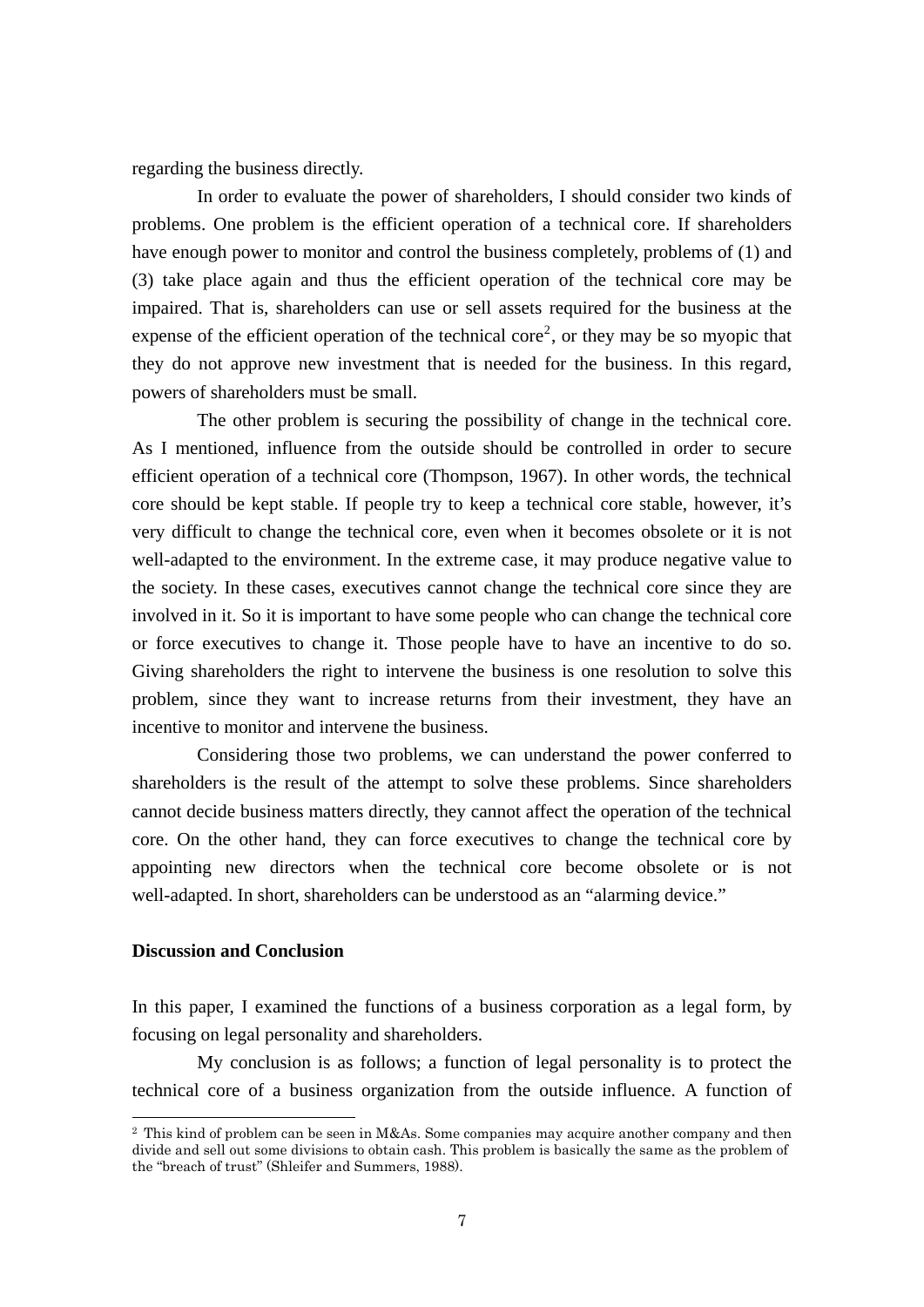regarding the business directly.

In order to evaluate the power of shareholders, I should consider two kinds of problems. One problem is the efficient operation of a technical core. If shareholders have enough power to monitor and control the business completely, problems of (1) and (3) take place again and thus the efficient operation of the technical core may be impaired. That is, shareholders can use or sell assets required for the business at the expense of the efficient operation of the technical core[2], or they may be so myopic that they do not approve new investment that is needed for the business. In this regard, powers of shareholders must be small.

The other problem is securing the possibility of change in the technical core. As I mentioned, influence from the outside should be controlled in order to secure efficient operation of a technical core (Thompson, 1967). In other words, the technical core should be kept stable. If people try to keep a technical core stable, however, it's very difficult to change the technical core, even when it becomes obsolete or it is not well-adapted to the environment. In the extreme case, it may produce negative value to the society. In these cases, executives cannot change the technical core since they are involved in it. So it is important to have some people who can change the technical core or force executives to change it. Those people have to have an incentive to do so. Giving shareholders the right to intervene the business is one resolution to solve this problem, since they want to increase returns from their investment, they have an incentive to monitor and intervene the business.

Considering those two problems, we can understand the power conferred to shareholders is the result of the attempt to solve these problems. Since shareholders cannot decide business matters directly, they cannot affect the operation of the technical core. On the other hand, they can force executives to change the technical core by appointing new directors when the technical core become obsolete or is not well-adapted. In short, shareholders can be understood as an "alarming device."

**Discussion and Conclusion**

In this paper, I examined the functions of a business corporation as a legal form, by focusing on legal personality and shareholders.

My conclusion is as follows; a function of legal personality is to protect the technical core of a business organization from the outside influence. A function of

---

[2] This kind of problem can be seen in M&As. Some companies may acquire another company and then divide and sell out some divisions to obtain cash. This problem is basically the same as the problem of the "breach of trust" (Shleifer and Summers, 1988).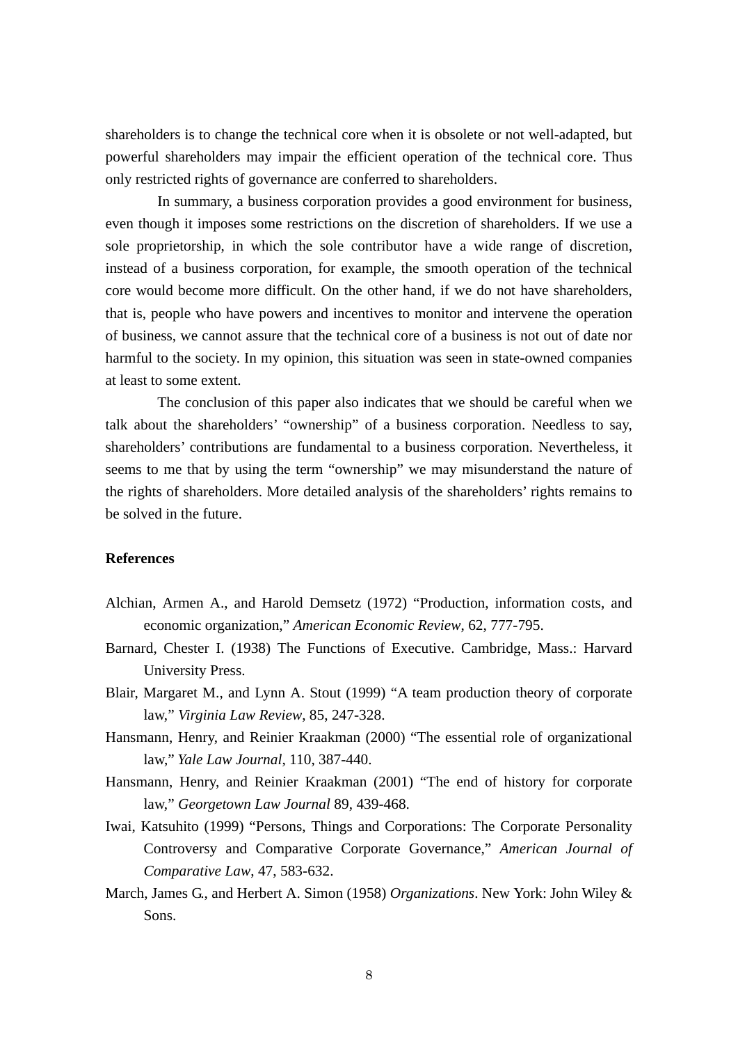shareholders is to change the technical core when it is obsolete or not well-adapted, but powerful shareholders may impair the efficient operation of the technical core. Thus only restricted rights of governance are conferred to shareholders.

In summary, a business corporation provides a good environment for business, even though it imposes some restrictions on the discretion of shareholders. If we use a sole proprietorship, in which the sole contributor have a wide range of discretion, instead of a business corporation, for example, the smooth operation of the technical core would become more difficult. On the other hand, if we do not have shareholders, that is, people who have powers and incentives to monitor and intervene the operation of business, we cannot assure that the technical core of a business is not out of date nor harmful to the society. In my opinion, this situation was seen in state-owned companies at least to some extent.

The conclusion of this paper also indicates that we should be careful when we talk about the shareholders' "ownership" of a business corporation. Needless to say, shareholders' contributions are fundamental to a business corporation. Nevertheless, it seems to me that by using the term "ownership" we may misunderstand the nature of the rights of shareholders. More detailed analysis of the shareholders' rights remains to be solved in the future.

**References**

Alchian, Armen A., and Harold Demsetz (1972) "Production, information costs, and economic organization," *American Economic Review*, 62, 777-795.

Barnard, Chester I. (1938) The Functions of Executive. Cambridge, Mass.: Harvard University Press.

Blair, Margaret M., and Lynn A. Stout (1999) "A team production theory of corporate law," *Virginia Law Review*, 85, 247-328.

Hansmann, Henry, and Reinier Kraakman (2000) "The essential role of organizational law," *Yale Law Journal*, 110, 387-440.

Hansmann, Henry, and Reinier Kraakman (2001) "The end of history for corporate law," *Georgetown Law Journal* 89, 439-468.

Iwai, Katsuhito (1999) "Persons, Things and Corporations: The Corporate Personality Controversy and Comparative Corporate Governance," *American Journal of Comparative Law*, 47, 583-632.

March, James G., and Herbert A. Simon (1958) *Organizations*. New York: John Wiley & Sons.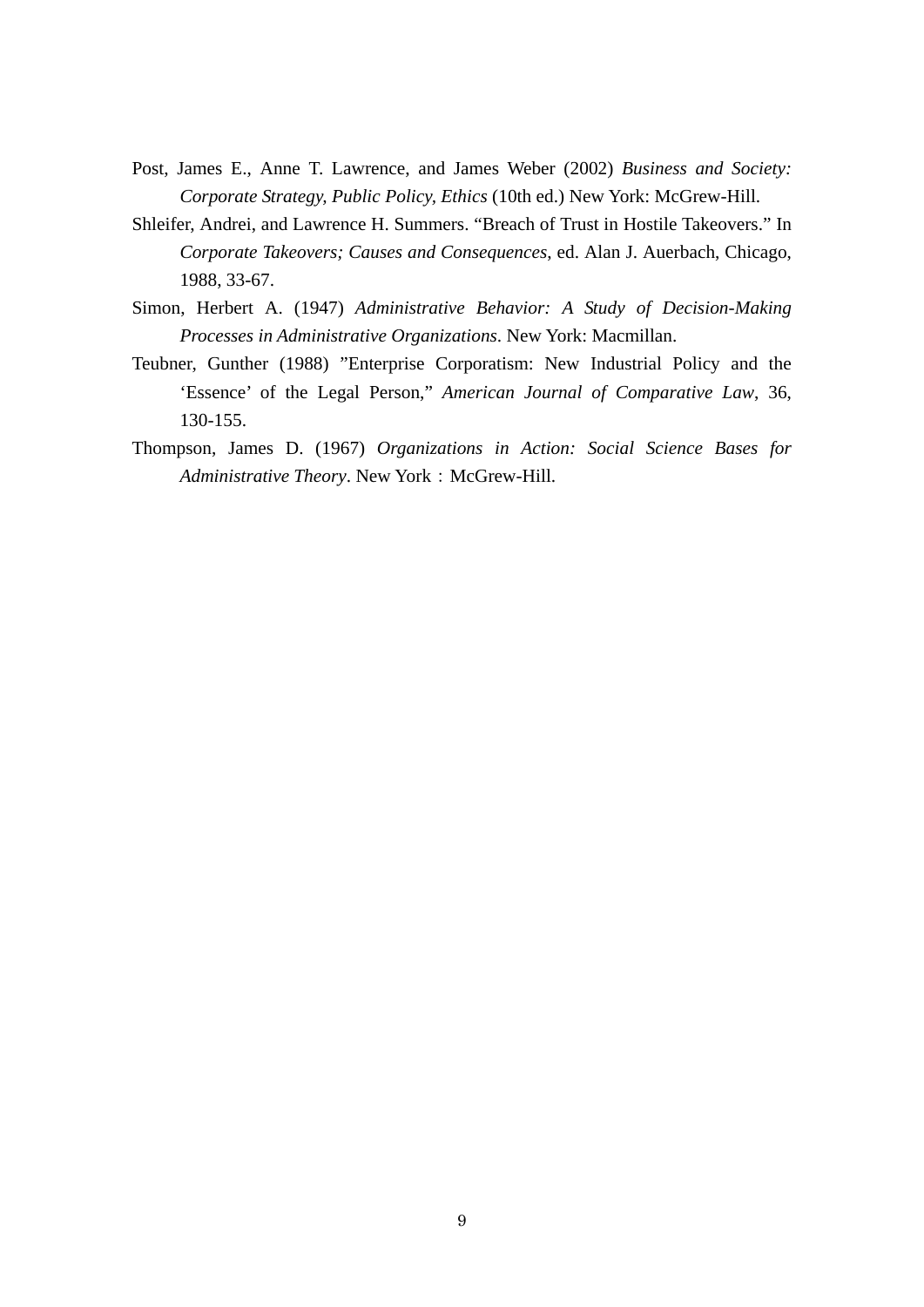Post, James E., Anne T. Lawrence, and James Weber (2002) *Business and Society: Corporate Strategy, Public Policy, Ethics* (10th ed.) New York: McGrew-Hill.

Shleifer, Andrei, and Lawrence H. Summers. “Breach of Trust in Hostile Takeovers.” In *Corporate Takeovers; Causes and Consequences*, ed. Alan J. Auerbach, Chicago, 1988, 33-67.

Simon, Herbert A. (1947) *Administrative Behavior: A Study of Decision-Making Processes in Administrative Organizations*. New York: Macmillan.

Teubner, Gunther (1988) ”Enterprise Corporatism: New Industrial Policy and the ‘Essence’ of the Legal Person,” *American Journal of Comparative Law*, 36, 130-155.

Thompson, James D. (1967) *Organizations in Action: Social Science Bases for Administrative Theory*. New York：McGrew-Hill.